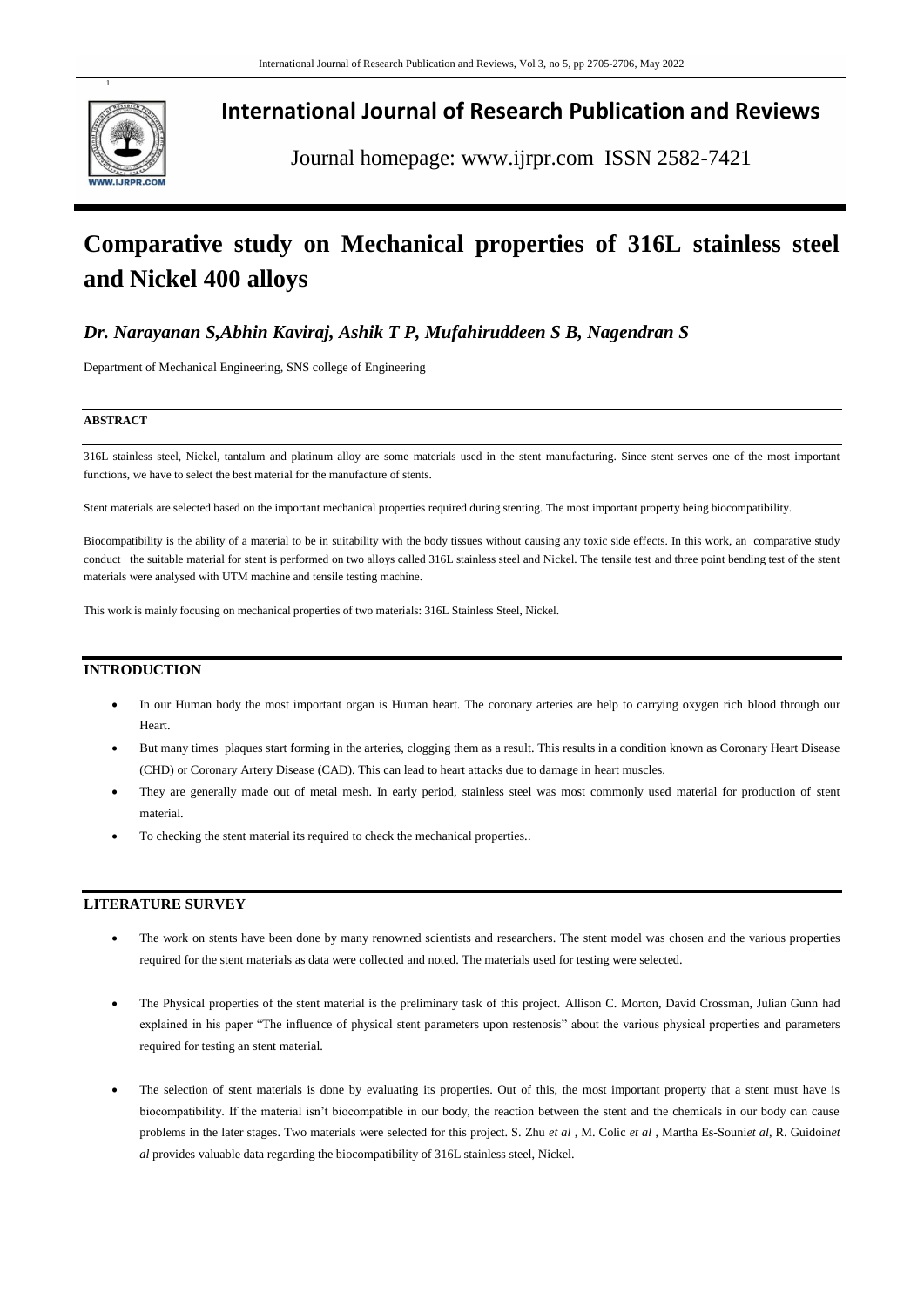# International Journal of Research Publication and Reviews

Journal homepage: www.ijrpr.com ISSN 2582-7421

# Comparative study on Mechanical properties of 316L stainless steel and Nickel 400 alloys

## *Dr. Narayanan S,Abhin Kaviraj, Ashik T P, Mufahiruddeen S B, Nagendran S*

Department of Mechanical Engineering, SNS college of Engineering

### ABSTRACT

316L stainless steel, Nickel, tantalum and platinum alloy are some materials used in the stent manufacturing. Since stent serves one of the most important functions, we have to select the best material for the manufacture of stents.

Stent materials are selected based on the important mechanical properties required during stenting. The most important property being biocompatibility.

Biocompatibility is the ability of a material to be in suitability with the body tissues without causing any toxic side effects. In this work, an comparative study conduct the suitable material for stent is performed on two alloys called 316L stainless steel and Nickel. The tensile test and three point bending test of the stent materials were analysed with UTM machine and tensile testing machine.

This work is mainly focusing on mechanical properties of two materials: 316L Stainless Steel, Nickel.

## INTRODUCTION

- In our Human body the most important organ is Human heart. The coronary arteries are help to carrying oxygen rich blood through our Heart.
- But many times plaques start forming in the arteries, clogging them as a result. This results in a condition known as Coronary Heart Disease (CHD) or Coronary Artery Disease (CAD). This can lead to heart attacks due to damage in heart muscles.
- They are generally made out of metal mesh. In early period, stainless steel was most commonly used material for production of stent material.
- To checking the stent material its required to check the mechanical properties..

## LITERATURE SURVEY

- The work on stents have been done by many renowned scientists and researchers. The stent model was chosen and the various properties required for the stent materials as data were collected and noted. The materials used for testing were selected.
- The Physical properties of the stent material is the preliminary task of this project. Allison C. Morton, David Crossman, Julian Gunn had explained in his paper "The influence of physical stent parameters upon restenosis" about the various physical properties and parameters required for testing an stent material.
- The selection of stent materials is done by evaluating its properties. Out of this, the most important property that a stent must have is biocompatibility. If the material isn't biocompatible in our body, the reaction between the stent and the chemicals in our body can cause problems in the later stages. Two materials were selected for this project. S. Zhu *et al* , M. Colic *et al* , Martha Es-Souni*et al*, R. Guidoin*et al* provides valuable data regarding the biocompatibility of 316L stainless steel, Nickel.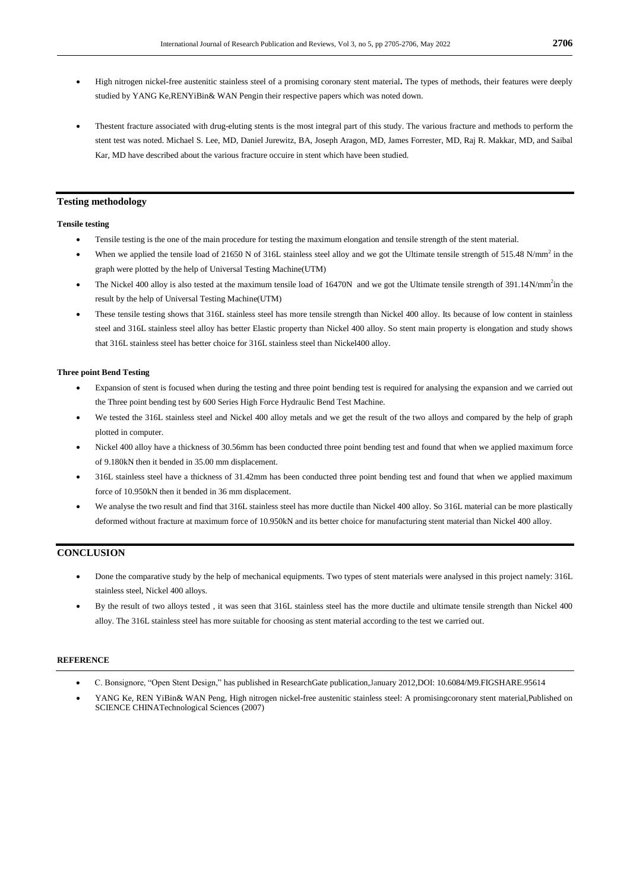- High nitrogen nickel-free austenitic stainless steel of a promising coronary stent material**.** The types of methods, their features were deeply studied by YANG Ke,RENYiBin& WAN Pengin their respective papers which was noted down.

- Thestent fracture associated with drug-eluting stents is the most integral part of this study. The various fracture and methods to perform the stent test was noted. Michael S. Lee, MD, Daniel Jurewitz, BA, Joseph Aragon, MD, James Forrester, MD, Raj R. Makkar, MD, and Saibal Kar, MD have described about the various fracture occuire in stent which have been studied.

## Testing methodology

### Tensile testing

- Tensile testing is the one of the main procedure for testing the maximum elongation and tensile strength of the stent material.
- When we applied the tensile load of 21650 N of 316L stainless steel alloy and we got the Ultimate tensile strength of 515.48 N/mm$^2$ in the graph were plotted by the help of Universal Testing Machine(UTM)
- The Nickel 400 alloy is also tested at the maximum tensile load of 16470N and we got the Ultimate tensile strength of 391.14N/mm$^2$in the result by the help of Universal Testing Machine(UTM)
- These tensile testing shows that 316L stainless steel has more tensile strength than Nickel 400 alloy. Its because of low content in stainless steel and 316L stainless steel alloy has better Elastic property than Nickel 400 alloy. So stent main property is elongation and study shows that 316L stainless steel has better choice for 316L stainless steel than Nickel400 alloy.

### Three point Bend Testing

- Expansion of stent is focused when during the testing and three point bending test is required for analysing the expansion and we carried out the Three point bending test by 600 Series High Force Hydraulic Bend Test Machine.
- We tested the 316L stainless steel and Nickel 400 alloy metals and we get the result of the two alloys and compared by the help of graph plotted in computer.
- Nickel 400 alloy have a thickness of 30.56mm has been conducted three point bending test and found that when we applied maximum force of 9.180kN then it bended in 35.00 mm displacement.
- 316L stainless steel have a thickness of 31.42mm has been conducted three point bending test and found that when we applied maximum force of 10.950kN then it bended in 36 mm displacement.
- We analyse the two result and find that 316L stainless steel has more ductile than Nickel 400 alloy. So 316L material can be more plastically deformed without fracture at maximum force of 10.950kN and its better choice for manufacturing stent material than Nickel 400 alloy.

## CONCLUSION

- Done the comparative study by the help of mechanical equipments. Two types of stent materials were analysed in this project namely: 316L stainless steel, Nickel 400 alloys.
- By the result of two alloys tested , it was seen that 316L stainless steel has the more ductile and ultimate tensile strength than Nickel 400 alloy. The 316L stainless steel has more suitable for choosing as stent material according to the test we carried out.

### REFERENCE

- C. Bonsignore, "Open Stent Design," has published in ResearchGate publication,January 2012,DOI: 10.6084/M9.FIGSHARE.95614
- YANG Ke, REN YiBin& WAN Peng, High nitrogen nickel-free austenitic stainless steel: A promisingcoronary stent material,Published on SCIENCE CHINATechnological Sciences (2007)